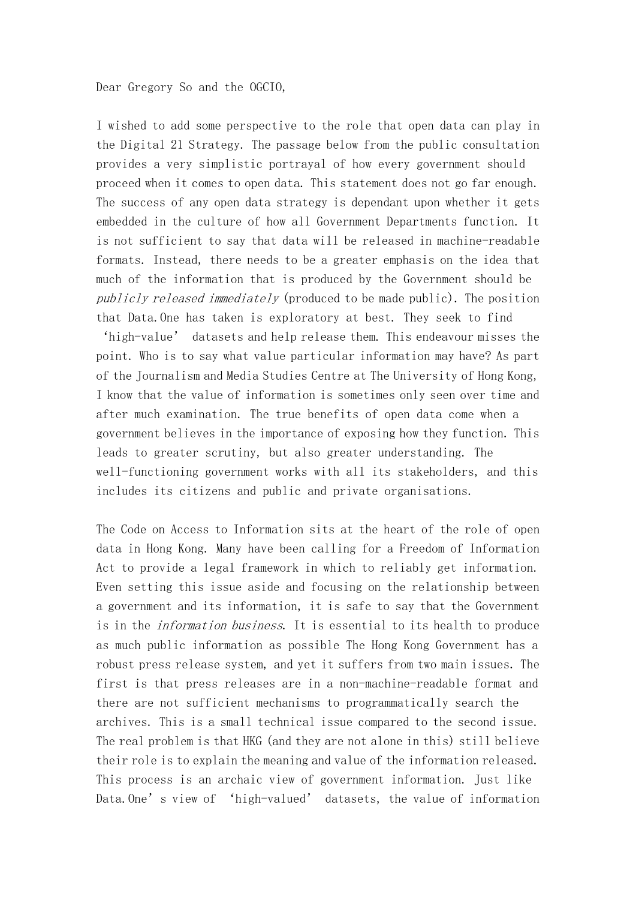Dear Gregory So and the OGCIO,

I wished to add some perspective to the role that open data can play in the Digital 21 Strategy. The passage below from the public consultation provides a very simplistic portrayal of how every government should proceed when it comes to open data. This statement does not go far enough. The success of any open data strategy is dependant upon whether it gets embedded in the culture of how all Government Departments function. It is not sufficient to say that data will be released in machine-readable formats. Instead, there needs to be a greater emphasis on the idea that much of the information that is produced by the Government should be *publicly released immediately* (produced to be made public). The position that Data.One has taken is exploratory at best. They seek to find 'high-value' datasets and help release them. This endeavour misses the point. Who is to say what value particular information may have? As part of the Journalism and Media Studies Centre at The University of Hong Kong, I know that the value of information is sometimes only seen over time and after much examination. The true benefits of open data come when a government believes in the importance of exposing how they function. This leads to greater scrutiny, but also greater understanding. The well-functioning government works with all its stakeholders, and this includes its citizens and public and private organisations.

The Code on Access to Information sits at the heart of the role of open data in Hong Kong. Many have been calling for a Freedom of Information Act to provide a legal framework in which to reliably get information. Even setting this issue aside and focusing on the relationship between a government and its information, it is safe to say that the Government is in the *information business*. It is essential to its health to produce as much public information as possible The Hong Kong Government has a robust press release system, and yet it suffers from two main issues. The first is that press releases are in a non-machine-readable format and there are not sufficient mechanisms to programmatically search the archives. This is a small technical issue compared to the second issue. The real problem is that HKG (and they are not alone in this) still believe their role is to explain the meaning and value of the information released. This process is an archaic view of government information. Just like Data.One's view of 'high-valued' datasets, the value of information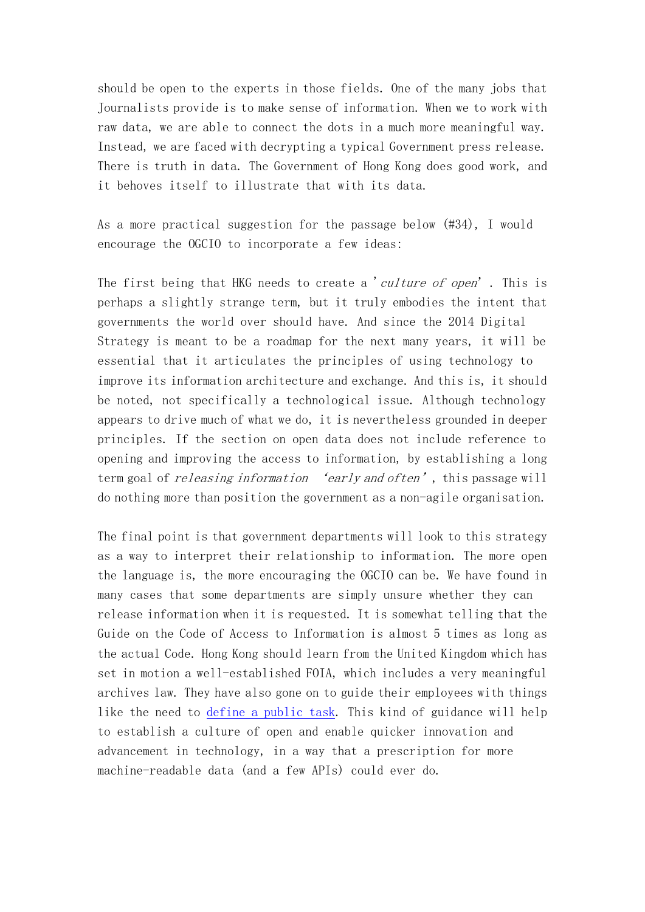should be open to the experts in those fields. One of the many jobs that Journalists provide is to make sense of information. When we to work with raw data, we are able to connect the dots in a much more meaningful way. Instead, we are faced with decrypting a typical Government press release. There is truth in data. The Government of Hong Kong does good work, and it behoves itself to illustrate that with its data.

As a more practical suggestion for the passage below (#34), I would encourage the OGCIO to incorporate a few ideas:

The first being that HKG needs to create a '*culture of open*'. This is perhaps a slightly strange term, but it truly embodies the intent that governments the world over should have. And since the 2014 Digital Strategy is meant to be a roadmap for the next many years, it will be essential that it articulates the principles of using technology to improve its information architecture and exchange. And this is, it should be noted, not specifically a technological issue. Although technology appears to drive much of what we do, it is nevertheless grounded in deeper principles. If the section on open data does not include reference to opening and improving the access to information, by establishing a long term goal of *releasing information 'early and often'*, this passage will do nothing more than position the government as a non-agile organisation.

The final point is that government departments will look to this strategy as a way to interpret their relationship to information. The more open the language is, the more encouraging the OGCIO can be. We have found in many cases that some departments are simply unsure whether they can release information when it is requested. It is somewhat telling that the Guide on the Code of Access to Information is almost 5 times as long as the actual Code. Hong Kong should learn from the United Kingdom which has set in motion a well-established FOIA, which includes a very meaningful archives law. They have also gone on to guide their employees with things like the need to define a public task. This kind of guidance will help to establish a culture of open and enable quicker innovation and advancement in technology, in a way that a prescription for more machine-readable data (and a few APIs) could ever do.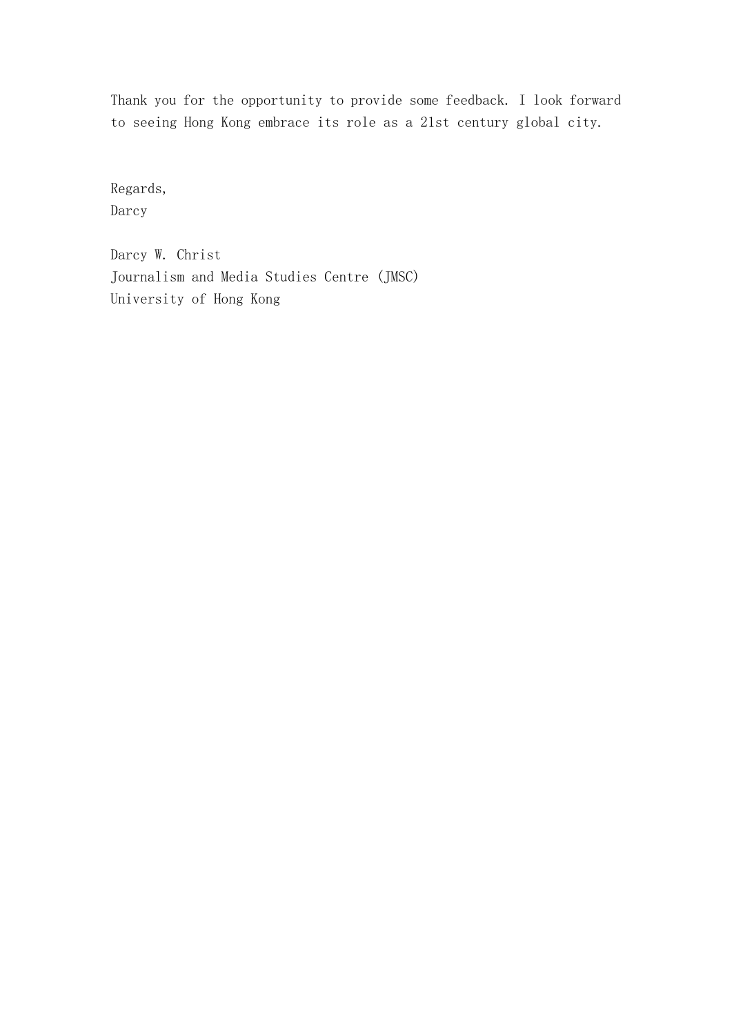Thank you for the opportunity to provide some feedback. I look forward to seeing Hong Kong embrace its role as a 21st century global city.

Regards,
Darcy

Darcy W. Christ
Journalism and Media Studies Centre (JMSC)
University of Hong Kong